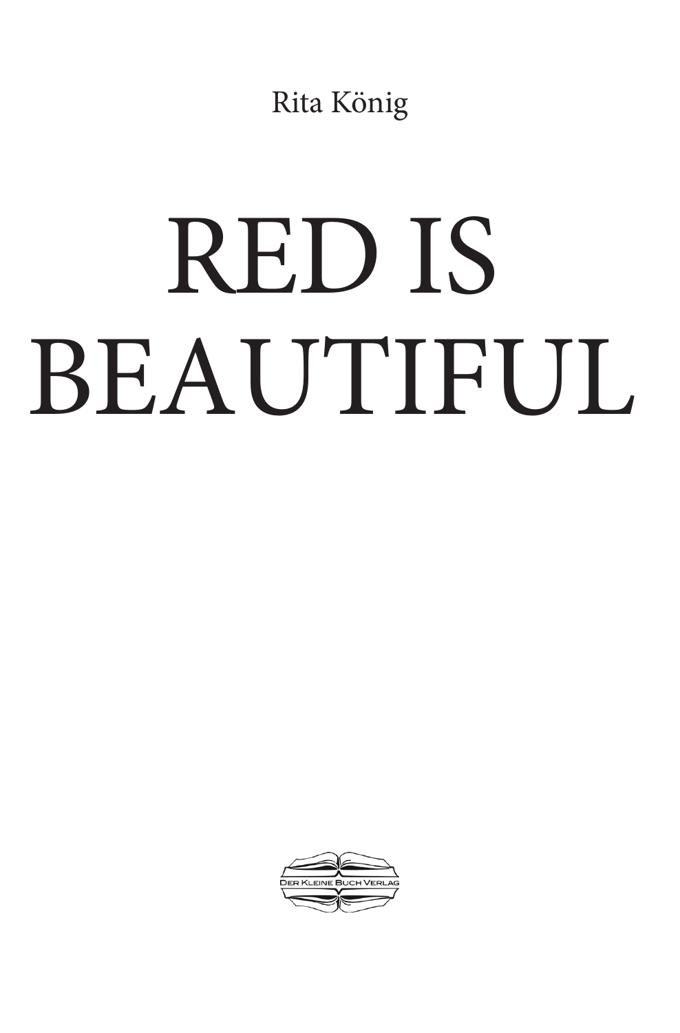Rita König

# RED IS BEAUTIFUL

Der Kleine Buch Verlag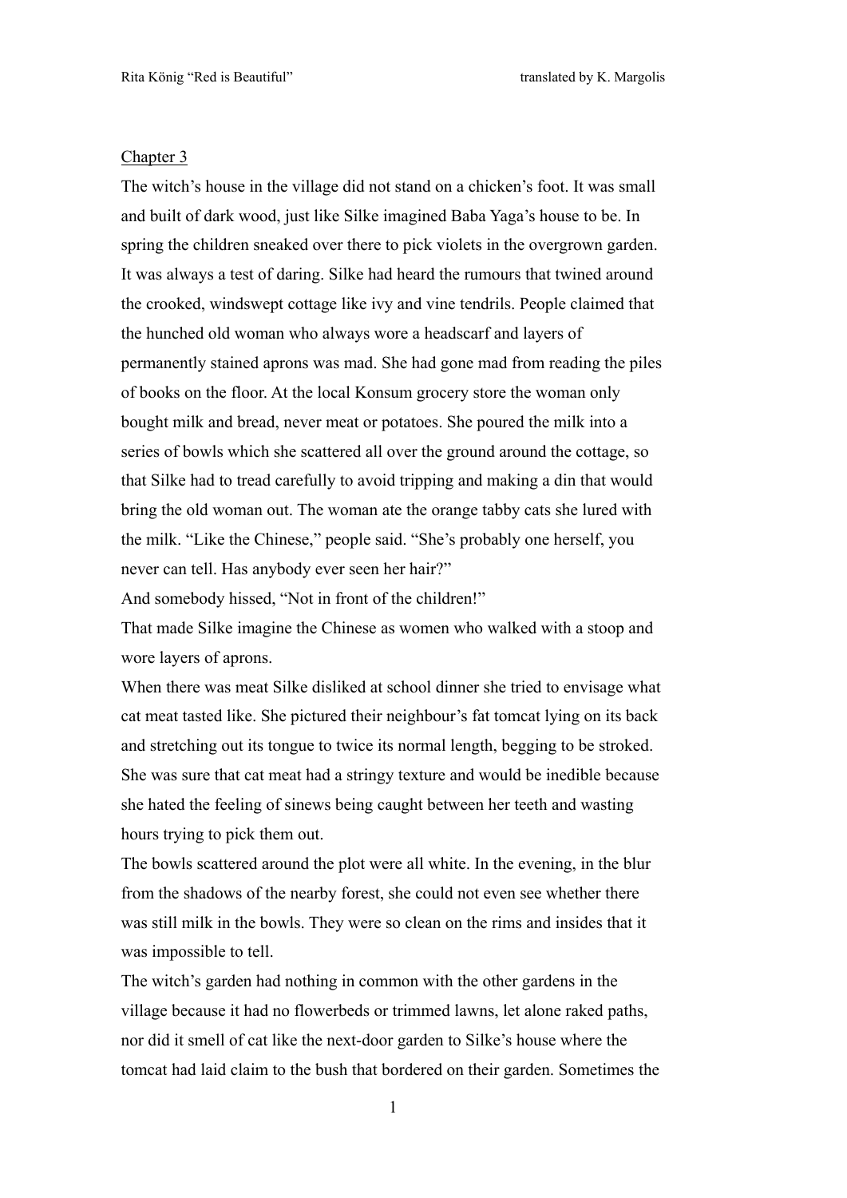Chapter 3

The witch's house in the village did not stand on a chicken's foot. It was small and built of dark wood, just like Silke imagined Baba Yaga's house to be. In spring the children sneaked over there to pick violets in the overgrown garden. It was always a test of daring. Silke had heard the rumours that twined around the crooked, windswept cottage like ivy and vine tendrils. People claimed that the hunched old woman who always wore a headscarf and layers of permanently stained aprons was mad. She had gone mad from reading the piles of books on the floor. At the local Konsum grocery store the woman only bought milk and bread, never meat or potatoes. She poured the milk into a series of bowls which she scattered all over the ground around the cottage, so that Silke had to tread carefully to avoid tripping and making a din that would bring the old woman out. The woman ate the orange tabby cats she lured with the milk. "Like the Chinese," people said. "She's probably one herself, you never can tell. Has anybody ever seen her hair?"

And somebody hissed, "Not in front of the children!"

That made Silke imagine the Chinese as women who walked with a stoop and wore layers of aprons.

When there was meat Silke disliked at school dinner she tried to envisage what cat meat tasted like. She pictured their neighbour's fat tomcat lying on its back and stretching out its tongue to twice its normal length, begging to be stroked. She was sure that cat meat had a stringy texture and would be inedible because she hated the feeling of sinews being caught between her teeth and wasting hours trying to pick them out.

The bowls scattered around the plot were all white. In the evening, in the blur from the shadows of the nearby forest, she could not even see whether there was still milk in the bowls. They were so clean on the rims and insides that it was impossible to tell.

The witch's garden had nothing in common with the other gardens in the village because it had no flowerbeds or trimmed lawns, let alone raked paths, nor did it smell of cat like the next-door garden to Silke's house where the tomcat had laid claim to the bush that bordered on their garden. Sometimes the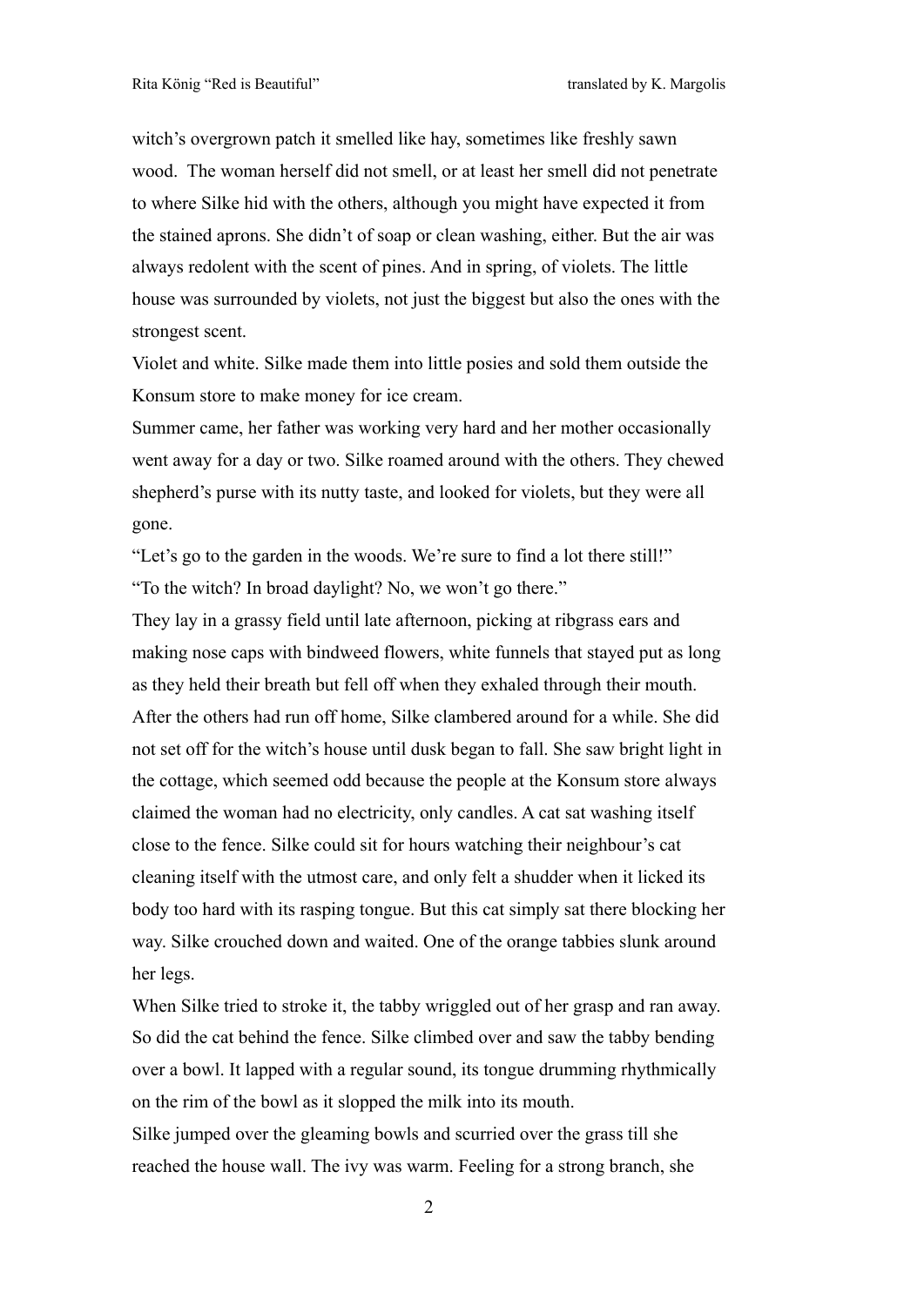witch's overgrown patch it smelled like hay, sometimes like freshly sawn wood. The woman herself did not smell, or at least her smell did not penetrate to where Silke hid with the others, although you might have expected it from the stained aprons. She didn't of soap or clean washing, either. But the air was always redolent with the scent of pines. And in spring, of violets. The little house was surrounded by violets, not just the biggest but also the ones with the strongest scent.

Violet and white. Silke made them into little posies and sold them outside the Konsum store to make money for ice cream.

Summer came, her father was working very hard and her mother occasionally went away for a day or two. Silke roamed around with the others. They chewed shepherd's purse with its nutty taste, and looked for violets, but they were all gone.

"Let's go to the garden in the woods. We're sure to find a lot there still!"

"To the witch? In broad daylight? No, we won't go there."

They lay in a grassy field until late afternoon, picking at ribgrass ears and making nose caps with bindweed flowers, white funnels that stayed put as long as they held their breath but fell off when they exhaled through their mouth.

After the others had run off home, Silke clambered around for a while. She did not set off for the witch's house until dusk began to fall. She saw bright light in the cottage, which seemed odd because the people at the Konsum store always claimed the woman had no electricity, only candles. A cat sat washing itself close to the fence. Silke could sit for hours watching their neighbour's cat cleaning itself with the utmost care, and only felt a shudder when it licked its body too hard with its rasping tongue. But this cat simply sat there blocking her way. Silke crouched down and waited. One of the orange tabbies slunk around her legs.

When Silke tried to stroke it, the tabby wriggled out of her grasp and ran away. So did the cat behind the fence. Silke climbed over and saw the tabby bending over a bowl. It lapped with a regular sound, its tongue drumming rhythmically on the rim of the bowl as it slopped the milk into its mouth.

Silke jumped over the gleaming bowls and scurried over the grass till she reached the house wall. The ivy was warm. Feeling for a strong branch, she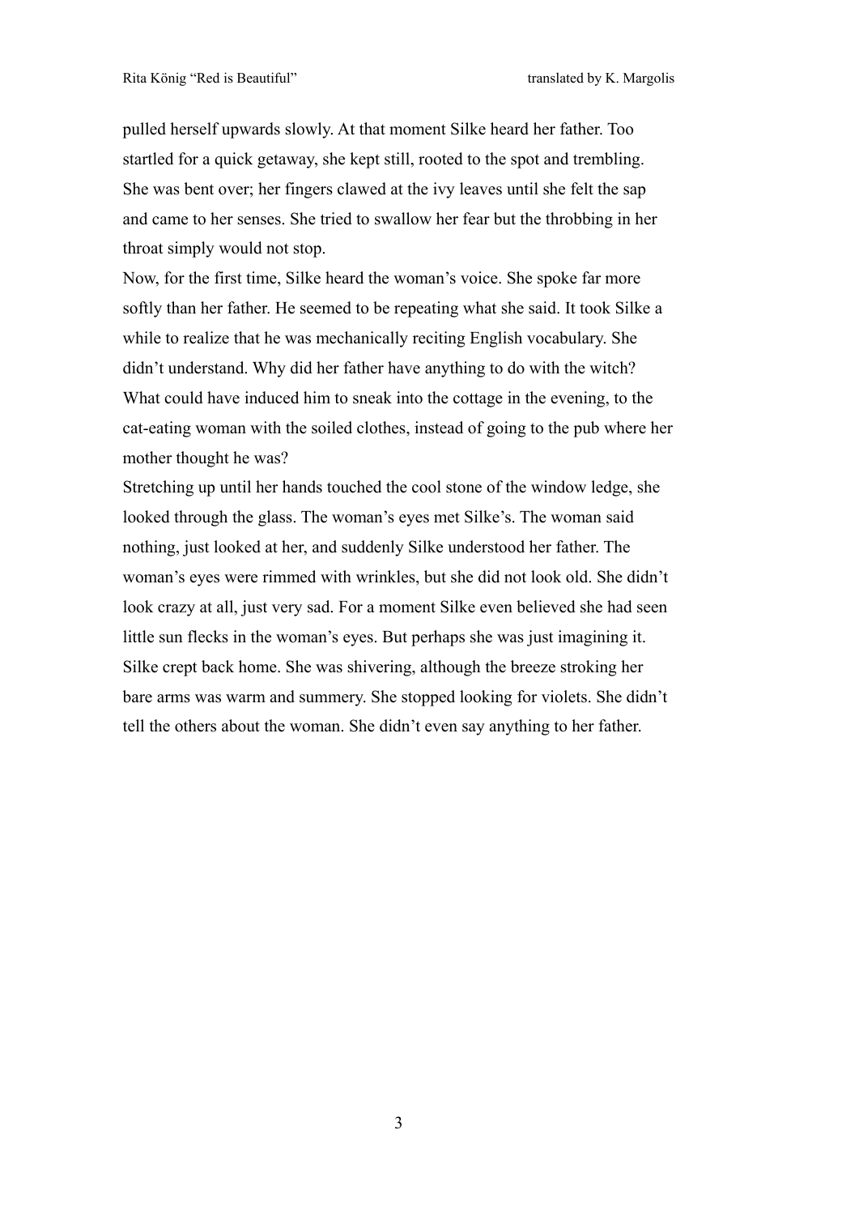pulled herself upwards slowly. At that moment Silke heard her father. Too startled for a quick getaway, she kept still, rooted to the spot and trembling. She was bent over; her fingers clawed at the ivy leaves until she felt the sap and came to her senses. She tried to swallow her fear but the throbbing in her throat simply would not stop.

Now, for the first time, Silke heard the woman's voice. She spoke far more softly than her father. He seemed to be repeating what she said. It took Silke a while to realize that he was mechanically reciting English vocabulary. She didn't understand. Why did her father have anything to do with the witch? What could have induced him to sneak into the cottage in the evening, to the cat-eating woman with the soiled clothes, instead of going to the pub where her mother thought he was?

Stretching up until her hands touched the cool stone of the window ledge, she looked through the glass. The woman's eyes met Silke's. The woman said nothing, just looked at her, and suddenly Silke understood her father. The woman's eyes were rimmed with wrinkles, but she did not look old. She didn't look crazy at all, just very sad. For a moment Silke even believed she had seen little sun flecks in the woman's eyes. But perhaps she was just imagining it.

Silke crept back home. She was shivering, although the breeze stroking her bare arms was warm and summery. She stopped looking for violets. She didn't tell the others about the woman. She didn't even say anything to her father.